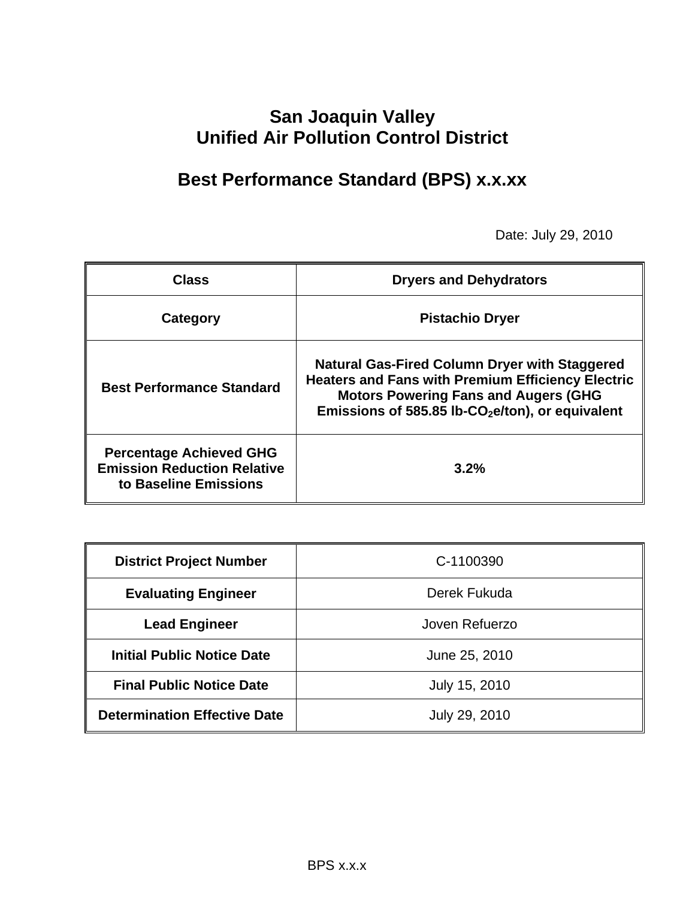# San Joaquin Valley
# Unified Air Pollution Control District

## Best Performance Standard (BPS) x.x.xx

Date: July 29, 2010

| | |
|---|---|
| **Class** | **Dryers and Dehydrators** |
| **Category** | **Pistachio Dryer** |
| **Best Performance Standard** | **Natural Gas-Fired Column Dryer with Staggered Heaters and Fans with Premium Efficiency Electric Motors Powering Fans and Augers (GHG Emissions of 585.85 lb-$CO_2$e/ton), or equivalent** |
| **Percentage Achieved GHG Emission Reduction Relative to Baseline Emissions** | **3.2%** |

| | |
|---|---|
| **District Project Number** | C-1100390 |
| **Evaluating Engineer** | Derek Fukuda |
| **Lead Engineer** | Joven Refuerzo |
| **Initial Public Notice Date** | June 25, 2010 |
| **Final Public Notice Date** | July 15, 2010 |
| **Determination Effective Date** | July 29, 2010 |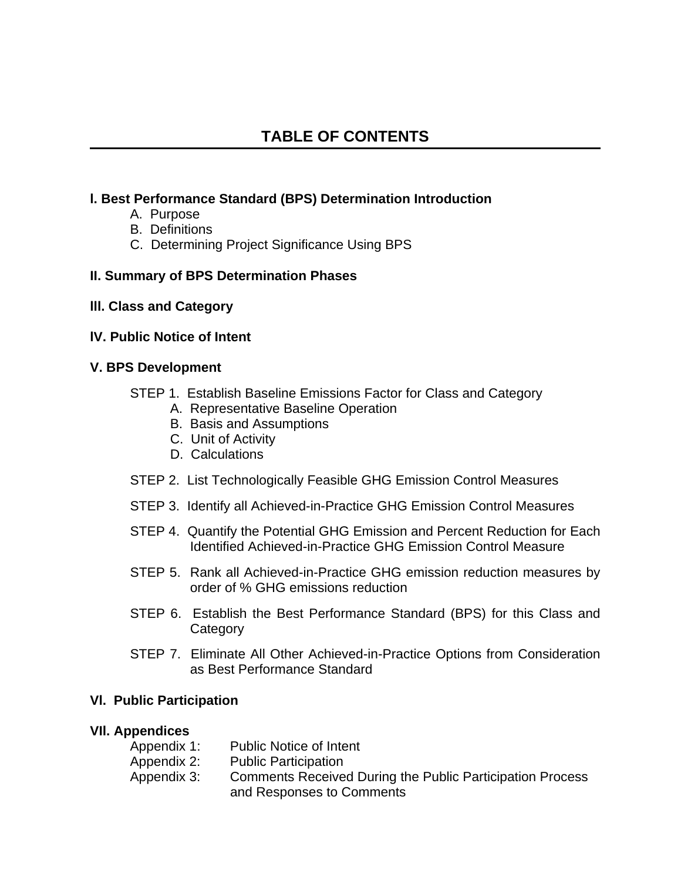# TABLE OF CONTENTS

**I. Best Performance Standard (BPS) Determination Introduction**

- A. Purpose
- B. Definitions
- C. Determining Project Significance Using BPS

**II. Summary of BPS Determination Phases**

**III. Class and Category**

**IV. Public Notice of Intent**

**V. BPS Development**

- STEP 1. Establish Baseline Emissions Factor for Class and Category
  - A. Representative Baseline Operation
  - B. Basis and Assumptions
  - C. Unit of Activity
  - D. Calculations
- STEP 2. List Technologically Feasible GHG Emission Control Measures
- STEP 3. Identify all Achieved-in-Practice GHG Emission Control Measures
- STEP 4. Quantify the Potential GHG Emission and Percent Reduction for Each Identified Achieved-in-Practice GHG Emission Control Measure
- STEP 5. Rank all Achieved-in-Practice GHG emission reduction measures by order of % GHG emissions reduction
- STEP 6. Establish the Best Performance Standard (BPS) for this Class and Category
- STEP 7. Eliminate All Other Achieved-in-Practice Options from Consideration as Best Performance Standard

**VI. Public Participation**

**VII. Appendices**

- Appendix 1: Public Notice of Intent
- Appendix 2: Public Participation
- Appendix 3: Comments Received During the Public Participation Process and Responses to Comments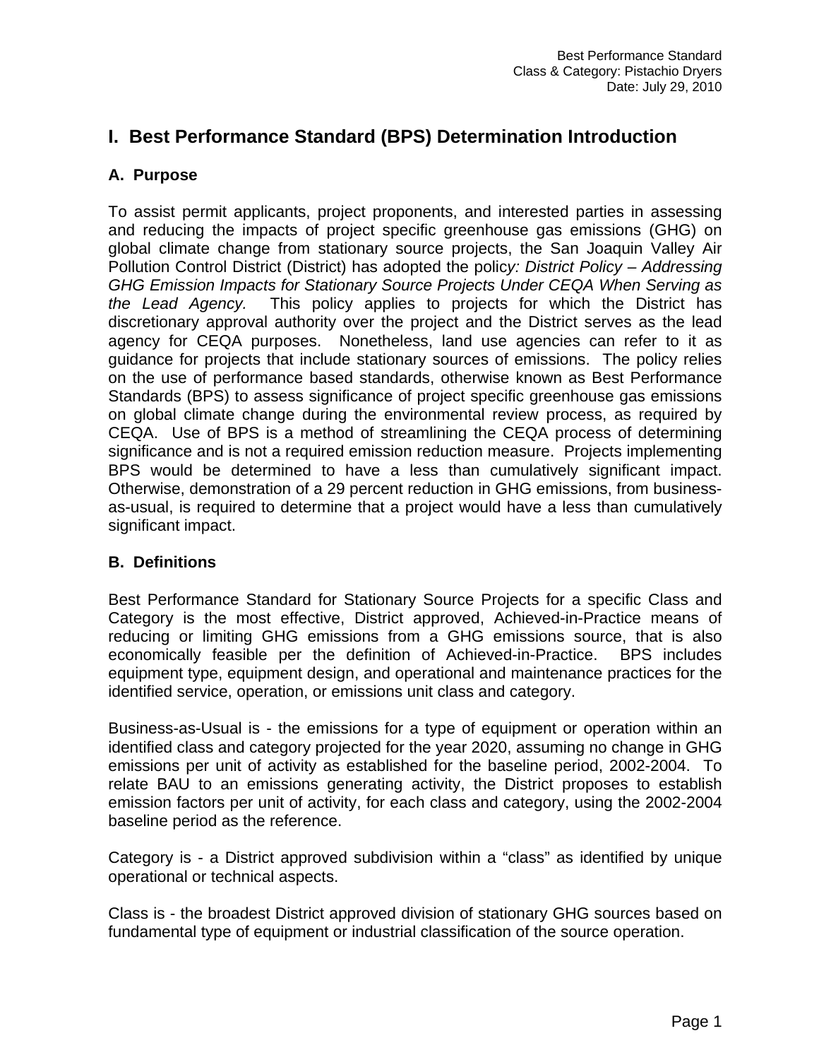# I. Best Performance Standard (BPS) Determination Introduction

## A. Purpose

To assist permit applicants, project proponents, and interested parties in assessing and reducing the impacts of project specific greenhouse gas emissions (GHG) on global climate change from stationary source projects, the San Joaquin Valley Air Pollution Control District (District) has adopted the polic*y: District Policy – Addressing GHG Emission Impacts for Stationary Source Projects Under CEQA When Serving as the Lead Agency.* This policy applies to projects for which the District has discretionary approval authority over the project and the District serves as the lead agency for CEQA purposes. Nonetheless, land use agencies can refer to it as guidance for projects that include stationary sources of emissions. The policy relies on the use of performance based standards, otherwise known as Best Performance Standards (BPS) to assess significance of project specific greenhouse gas emissions on global climate change during the environmental review process, as required by CEQA. Use of BPS is a method of streamlining the CEQA process of determining significance and is not a required emission reduction measure. Projects implementing BPS would be determined to have a less than cumulatively significant impact. Otherwise, demonstration of a 29 percent reduction in GHG emissions, from business-as-usual, is required to determine that a project would have a less than cumulatively significant impact.

## B. Definitions

Best Performance Standard for Stationary Source Projects for a specific Class and Category is the most effective, District approved, Achieved-in-Practice means of reducing or limiting GHG emissions from a GHG emissions source, that is also economically feasible per the definition of Achieved-in-Practice. BPS includes equipment type, equipment design, and operational and maintenance practices for the identified service, operation, or emissions unit class and category.

Business-as-Usual is - the emissions for a type of equipment or operation within an identified class and category projected for the year 2020, assuming no change in GHG emissions per unit of activity as established for the baseline period, 2002-2004. To relate BAU to an emissions generating activity, the District proposes to establish emission factors per unit of activity, for each class and category, using the 2002-2004 baseline period as the reference.

Category is - a District approved subdivision within a "class" as identified by unique operational or technical aspects.

Class is - the broadest District approved division of stationary GHG sources based on fundamental type of equipment or industrial classification of the source operation.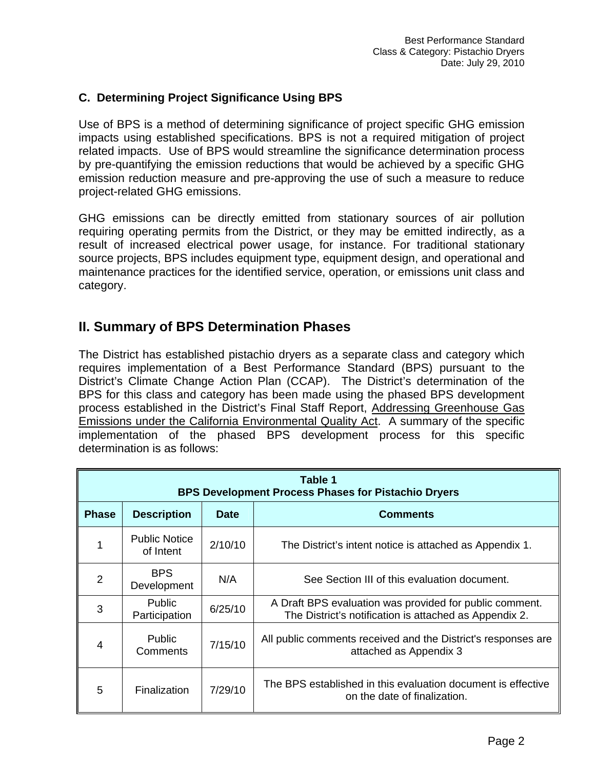### C. Determining Project Significance Using BPS

Use of BPS is a method of determining significance of project specific GHG emission impacts using established specifications. BPS is not a required mitigation of project related impacts. Use of BPS would streamline the significance determination process by pre-quantifying the emission reductions that would be achieved by a specific GHG emission reduction measure and pre-approving the use of such a measure to reduce project-related GHG emissions.

GHG emissions can be directly emitted from stationary sources of air pollution requiring operating permits from the District, or they may be emitted indirectly, as a result of increased electrical power usage, for instance. For traditional stationary source projects, BPS includes equipment type, equipment design, and operational and maintenance practices for the identified service, operation, or emissions unit class and category.

## II. Summary of BPS Determination Phases

The District has established pistachio dryers as a separate class and category which requires implementation of a Best Performance Standard (BPS) pursuant to the District's Climate Change Action Plan (CCAP). The District's determination of the BPS for this class and category has been made using the phased BPS development process established in the District's Final Staff Report, Addressing Greenhouse Gas Emissions under the California Environmental Quality Act. A summary of the specific implementation of the phased BPS development process for this specific determination is as follows:

**Table 1**
**BPS Development Process Phases for Pistachio Dryers**

| Phase | Description | Date | Comments |
|---|---|---|---|
| 1 | Public Notice of Intent | 2/10/10 | The District's intent notice is attached as Appendix 1. |
| 2 | BPS Development | N/A | See Section III of this evaluation document. |
| 3 | Public Participation | 6/25/10 | A Draft BPS evaluation was provided for public comment. The District's notification is attached as Appendix 2. |
| 4 | Public Comments | 7/15/10 | All public comments received and the District's responses are attached as Appendix 3 |
| 5 | Finalization | 7/29/10 | The BPS established in this evaluation document is effective on the date of finalization. |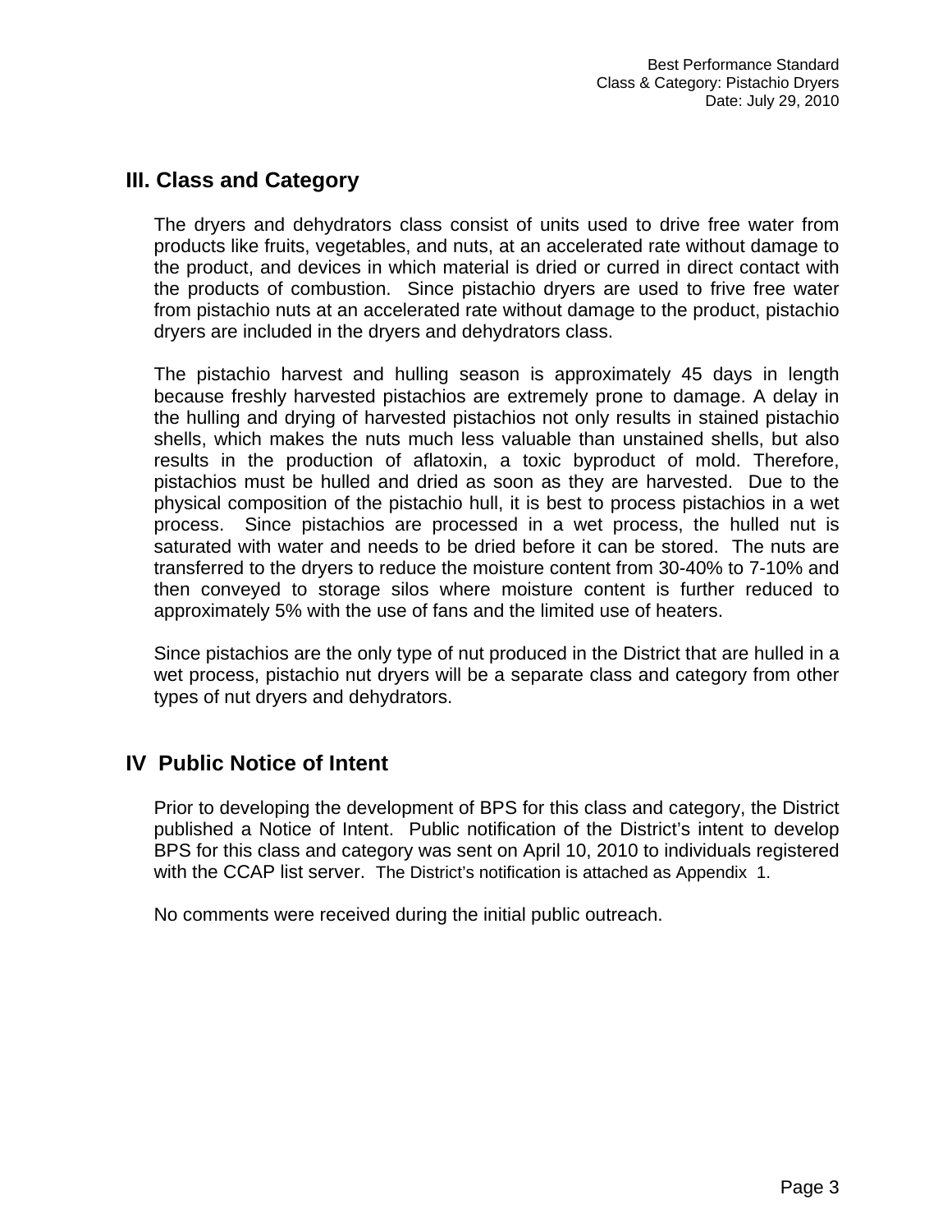## III. Class and Category

The dryers and dehydrators class consist of units used to drive free water from products like fruits, vegetables, and nuts, at an accelerated rate without damage to the product, and devices in which material is dried or curred in direct contact with the products of combustion. Since pistachio dryers are used to frive free water from pistachio nuts at an accelerated rate without damage to the product, pistachio dryers are included in the dryers and dehydrators class.

The pistachio harvest and hulling season is approximately 45 days in length because freshly harvested pistachios are extremely prone to damage. A delay in the hulling and drying of harvested pistachios not only results in stained pistachio shells, which makes the nuts much less valuable than unstained shells, but also results in the production of aflatoxin, a toxic byproduct of mold. Therefore, pistachios must be hulled and dried as soon as they are harvested. Due to the physical composition of the pistachio hull, it is best to process pistachios in a wet process. Since pistachios are processed in a wet process, the hulled nut is saturated with water and needs to be dried before it can be stored. The nuts are transferred to the dryers to reduce the moisture content from 30-40% to 7-10% and then conveyed to storage silos where moisture content is further reduced to approximately 5% with the use of fans and the limited use of heaters.

Since pistachios are the only type of nut produced in the District that are hulled in a wet process, pistachio nut dryers will be a separate class and category from other types of nut dryers and dehydrators.

## IV Public Notice of Intent

Prior to developing the development of BPS for this class and category, the District published a Notice of Intent. Public notification of the District's intent to develop BPS for this class and category was sent on April 10, 2010 to individuals registered with the CCAP list server. The District's notification is attached as Appendix 1.

No comments were received during the initial public outreach.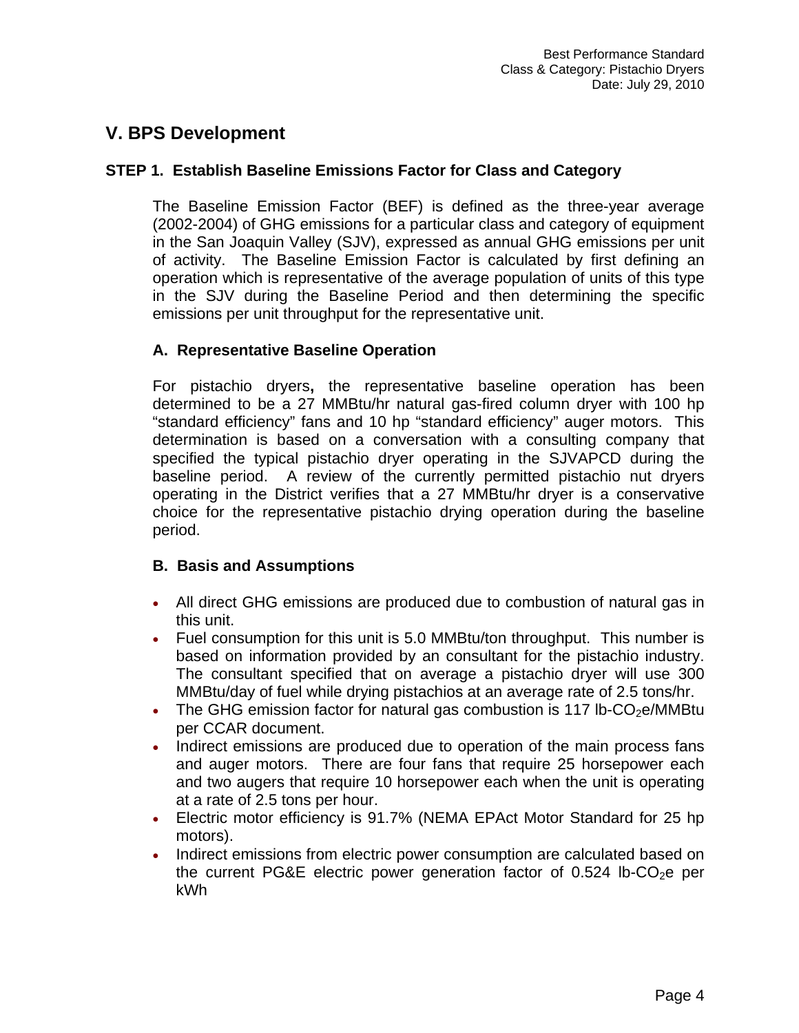## V. BPS Development

### STEP 1. Establish Baseline Emissions Factor for Class and Category

The Baseline Emission Factor (BEF) is defined as the three-year average (2002-2004) of GHG emissions for a particular class and category of equipment in the San Joaquin Valley (SJV), expressed as annual GHG emissions per unit of activity. The Baseline Emission Factor is calculated by first defining an operation which is representative of the average population of units of this type in the SJV during the Baseline Period and then determining the specific emissions per unit throughput for the representative unit.

#### A. Representative Baseline Operation

For pistachio dryers**,** the representative baseline operation has been determined to be a 27 MMBtu/hr natural gas-fired column dryer with 100 hp "standard efficiency" fans and 10 hp "standard efficiency" auger motors. This determination is based on a conversation with a consulting company that specified the typical pistachio dryer operating in the SJVAPCD during the baseline period. A review of the currently permitted pistachio nut dryers operating in the District verifies that a 27 MMBtu/hr dryer is a conservative choice for the representative pistachio drying operation during the baseline period.

#### B. Basis and Assumptions

- All direct GHG emissions are produced due to combustion of natural gas in this unit.
- Fuel consumption for this unit is 5.0 MMBtu/ton throughput. This number is based on information provided by an consultant for the pistachio industry. The consultant specified that on average a pistachio dryer will use 300 MMBtu/day of fuel while drying pistachios at an average rate of 2.5 tons/hr.
- The GHG emission factor for natural gas combustion is 117 lb-$CO_2$e/MMBtu per CCAR document.
- Indirect emissions are produced due to operation of the main process fans and auger motors. There are four fans that require 25 horsepower each and two augers that require 10 horsepower each when the unit is operating at a rate of 2.5 tons per hour.
- Electric motor efficiency is 91.7% (NEMA EPAct Motor Standard for 25 hp motors).
- Indirect emissions from electric power consumption are calculated based on the current PG&E electric power generation factor of 0.524 lb-$CO_2$e per kWh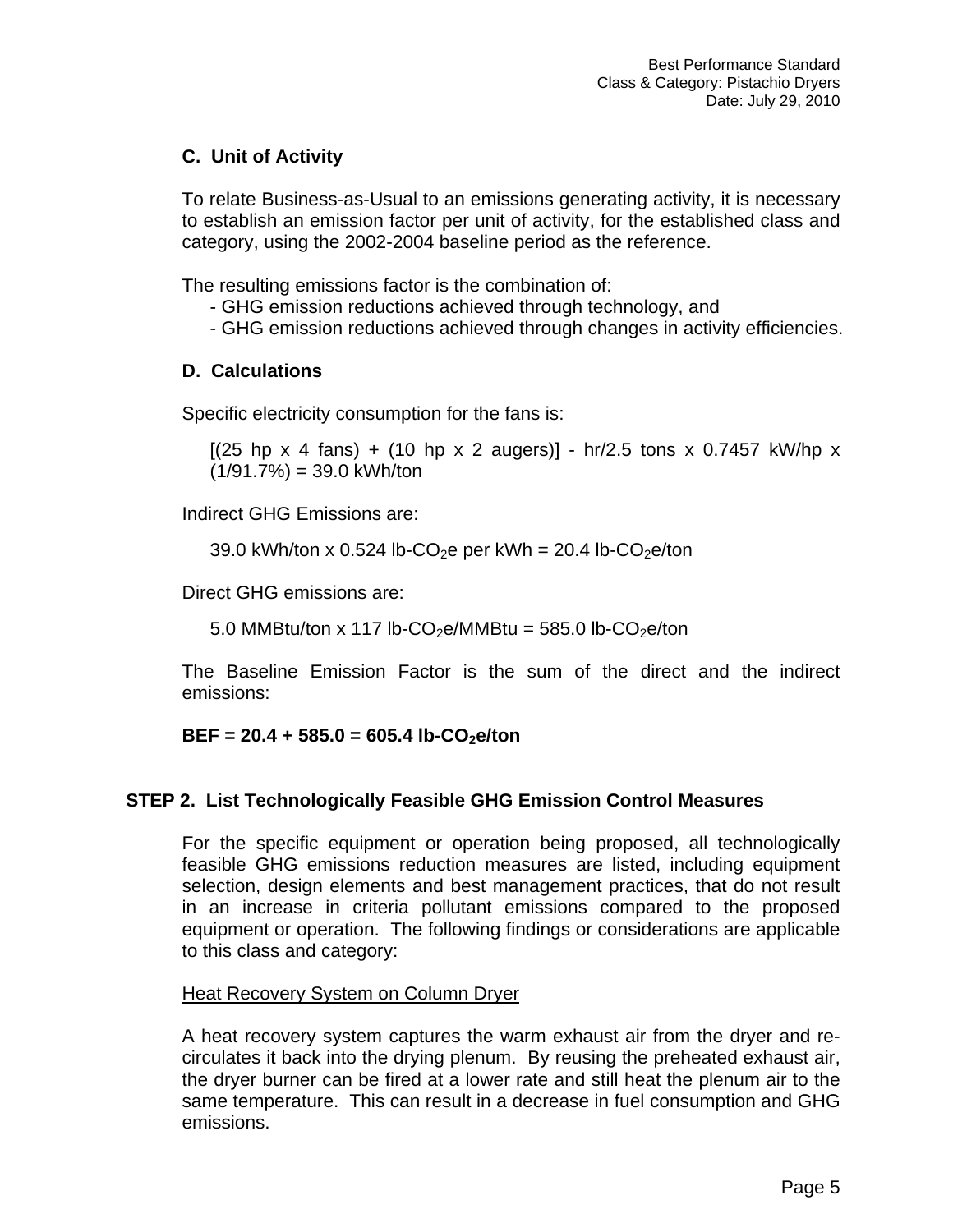### C. Unit of Activity

To relate Business-as-Usual to an emissions generating activity, it is necessary to establish an emission factor per unit of activity, for the established class and category, using the 2002-2004 baseline period as the reference.

The resulting emissions factor is the combination of:

- GHG emission reductions achieved through technology, and
- GHG emission reductions achieved through changes in activity efficiencies.

### D. Calculations

Specific electricity consumption for the fans is:

[(25 hp x 4 fans) + (10 hp x 2 augers)] - hr/2.5 tons x 0.7457 kW/hp x (1/91.7%) = 39.0 kWh/ton

Indirect GHG Emissions are:

39.0 kWh/ton x 0.524 lb-$CO_2$e per kWh = 20.4 lb-$CO_2$e/ton

Direct GHG emissions are:

5.0 MMBtu/ton x 117 lb-$CO_2$e/MMBtu = 585.0 lb-$CO_2$e/ton

The Baseline Emission Factor is the sum of the direct and the indirect emissions:

**BEF = 20.4 + 585.0 = 605.4 lb-$CO_2$e/ton**

## STEP 2. List Technologically Feasible GHG Emission Control Measures

For the specific equipment or operation being proposed, all technologically feasible GHG emissions reduction measures are listed, including equipment selection, design elements and best management practices, that do not result in an increase in criteria pollutant emissions compared to the proposed equipment or operation. The following findings or considerations are applicable to this class and category:

Heat Recovery System on Column Dryer

A heat recovery system captures the warm exhaust air from the dryer and re-circulates it back into the drying plenum. By reusing the preheated exhaust air, the dryer burner can be fired at a lower rate and still heat the plenum air to the same temperature. This can result in a decrease in fuel consumption and GHG emissions.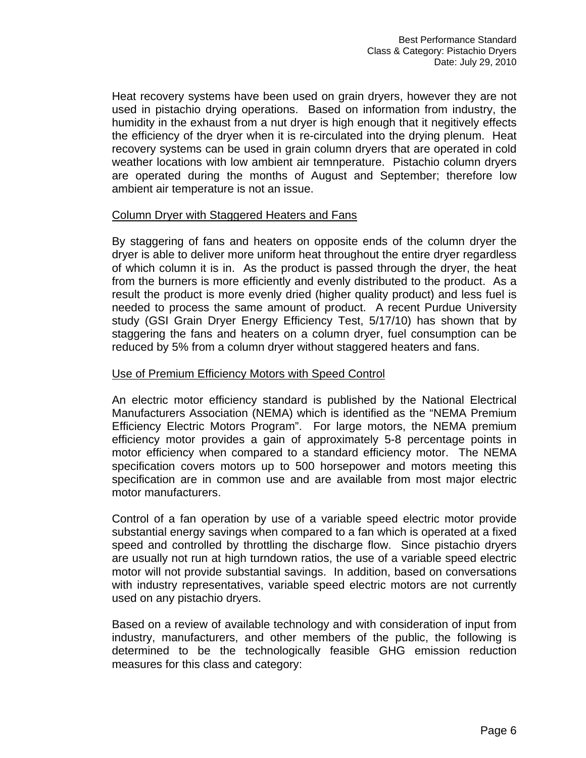Heat recovery systems have been used on grain dryers, however they are not used in pistachio drying operations. Based on information from industry, the humidity in the exhaust from a nut dryer is high enough that it negitively effects the efficiency of the dryer when it is re-circulated into the drying plenum. Heat recovery systems can be used in grain column dryers that are operated in cold weather locations with low ambient air temnperature. Pistachio column dryers are operated during the months of August and September; therefore low ambient air temperature is not an issue.

<u>Column Dryer with Staggered Heaters and Fans</u>

By staggering of fans and heaters on opposite ends of the column dryer the dryer is able to deliver more uniform heat throughout the entire dryer regardless of which column it is in. As the product is passed through the dryer, the heat from the burners is more efficiently and evenly distributed to the product. As a result the product is more evenly dried (higher quality product) and less fuel is needed to process the same amount of product. A recent Purdue University study (GSI Grain Dryer Energy Efficiency Test, 5/17/10) has shown that by staggering the fans and heaters on a column dryer, fuel consumption can be reduced by 5% from a column dryer without staggered heaters and fans.

<u>Use of Premium Efficiency Motors with Speed Control</u>

An electric motor efficiency standard is published by the National Electrical Manufacturers Association (NEMA) which is identified as the "NEMA Premium Efficiency Electric Motors Program". For large motors, the NEMA premium efficiency motor provides a gain of approximately 5-8 percentage points in motor efficiency when compared to a standard efficiency motor. The NEMA specification covers motors up to 500 horsepower and motors meeting this specification are in common use and are available from most major electric motor manufacturers.

Control of a fan operation by use of a variable speed electric motor provide substantial energy savings when compared to a fan which is operated at a fixed speed and controlled by throttling the discharge flow. Since pistachio dryers are usually not run at high turndown ratios, the use of a variable speed electric motor will not provide substantial savings. In addition, based on conversations with industry representatives, variable speed electric motors are not currently used on any pistachio dryers.

Based on a review of available technology and with consideration of input from industry, manufacturers, and other members of the public, the following is determined to be the technologically feasible GHG emission reduction measures for this class and category: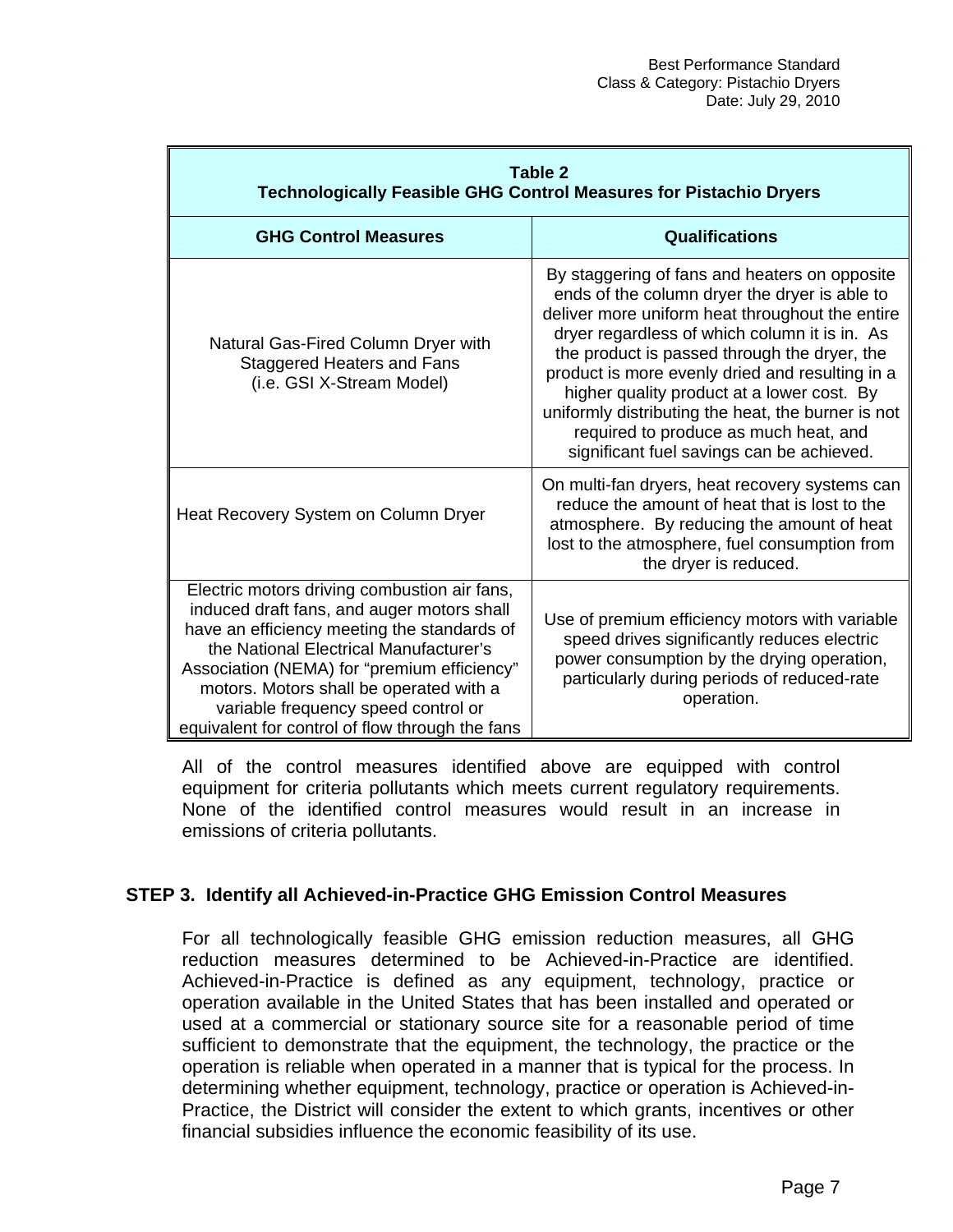**Table 2**
**Technologically Feasible GHG Control Measures for Pistachio Dryers**

| GHG Control Measures | Qualifications |
|---|---|
| Natural Gas-Fired Column Dryer with Staggered Heaters and Fans (i.e. GSI X-Stream Model) | By staggering of fans and heaters on opposite ends of the column dryer the dryer is able to deliver more uniform heat throughout the entire dryer regardless of which column it is in. As the product is passed through the dryer, the product is more evenly dried and resulting in a higher quality product at a lower cost. By uniformly distributing the heat, the burner is not required to produce as much heat, and significant fuel savings can be achieved. |
| Heat Recovery System on Column Dryer | On multi-fan dryers, heat recovery systems can reduce the amount of heat that is lost to the atmosphere. By reducing the amount of heat lost to the atmosphere, fuel consumption from the dryer is reduced. |
| Electric motors driving combustion air fans, induced draft fans, and auger motors shall have an efficiency meeting the standards of the National Electrical Manufacturer's Association (NEMA) for "premium efficiency" motors. Motors shall be operated with a variable frequency speed control or equivalent for control of flow through the fans | Use of premium efficiency motors with variable speed drives significantly reduces electric power consumption by the drying operation, particularly during periods of reduced-rate operation. |

All of the control measures identified above are equipped with control equipment for criteria pollutants which meets current regulatory requirements. None of the identified control measures would result in an increase in emissions of criteria pollutants.

## STEP 3. Identify all Achieved-in-Practice GHG Emission Control Measures

For all technologically feasible GHG emission reduction measures, all GHG reduction measures determined to be Achieved-in-Practice are identified. Achieved-in-Practice is defined as any equipment, technology, practice or operation available in the United States that has been installed and operated or used at a commercial or stationary source site for a reasonable period of time sufficient to demonstrate that the equipment, the technology, the practice or the operation is reliable when operated in a manner that is typical for the process. In determining whether equipment, technology, practice or operation is Achieved-in-Practice, the District will consider the extent to which grants, incentives or other financial subsidies influence the economic feasibility of its use.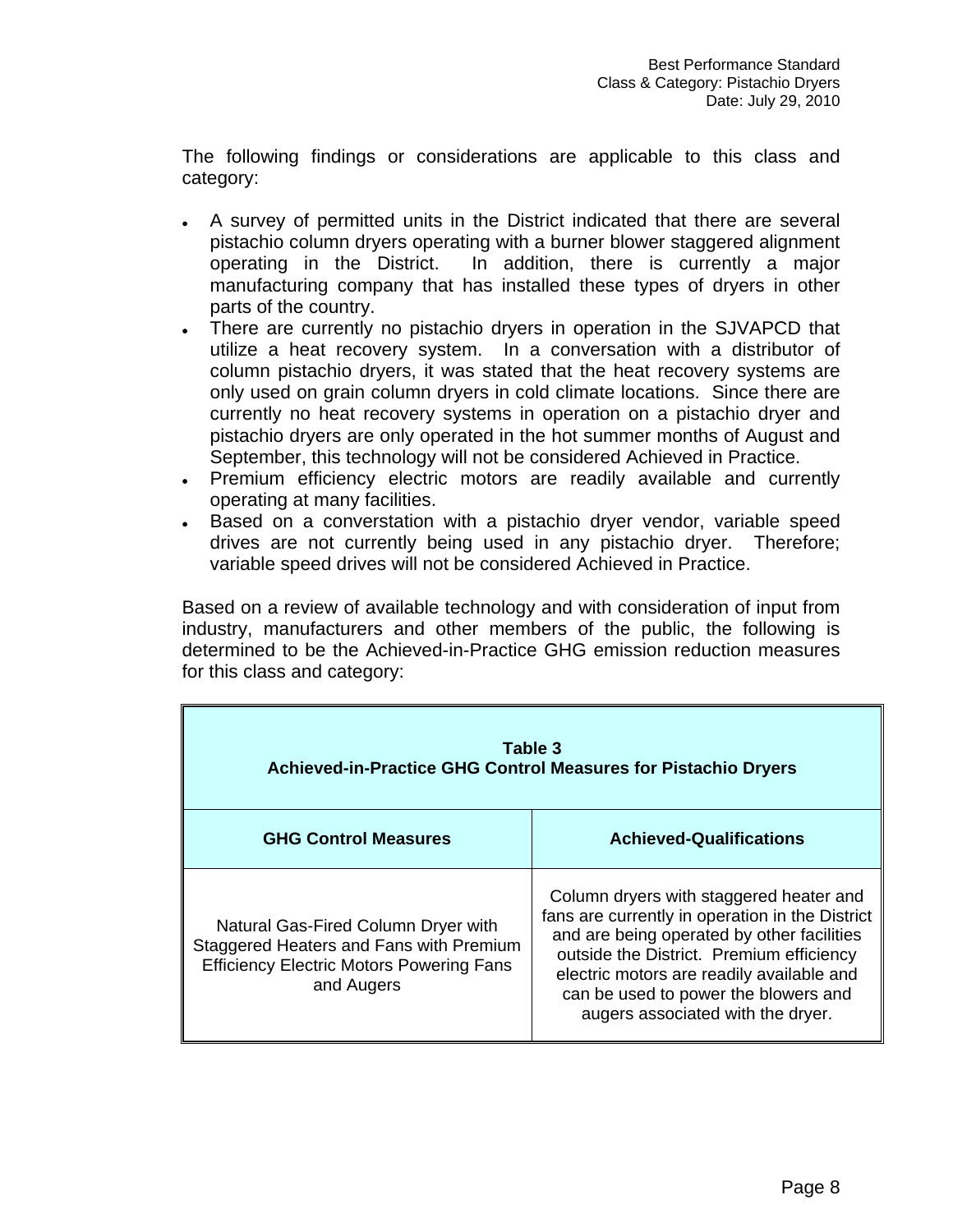The following findings or considerations are applicable to this class and category:

- A survey of permitted units in the District indicated that there are several pistachio column dryers operating with a burner blower staggered alignment operating in the District. In addition, there is currently a major manufacturing company that has installed these types of dryers in other parts of the country.
- There are currently no pistachio dryers in operation in the SJVAPCD that utilize a heat recovery system. In a conversation with a distributor of column pistachio dryers, it was stated that the heat recovery systems are only used on grain column dryers in cold climate locations. Since there are currently no heat recovery systems in operation on a pistachio dryer and pistachio dryers are only operated in the hot summer months of August and September, this technology will not be considered Achieved in Practice.
- Premium efficiency electric motors are readily available and currently operating at many facilities.
- Based on a converstation with a pistachio dryer vendor, variable speed drives are not currently being used in any pistachio dryer. Therefore; variable speed drives will not be considered Achieved in Practice.

Based on a review of available technology and with consideration of input from industry, manufacturers and other members of the public, the following is determined to be the Achieved-in-Practice GHG emission reduction measures for this class and category:

**Table 3**
**Achieved-in-Practice GHG Control Measures for Pistachio Dryers**

| GHG Control Measures | Achieved-Qualifications |
|---|---|
| Natural Gas-Fired Column Dryer with Staggered Heaters and Fans with Premium Efficiency Electric Motors Powering Fans and Augers | Column dryers with staggered heater and fans are currently in operation in the District and are being operated by other facilities outside the District. Premium efficiency electric motors are readily available and can be used to power the blowers and augers associated with the dryer. |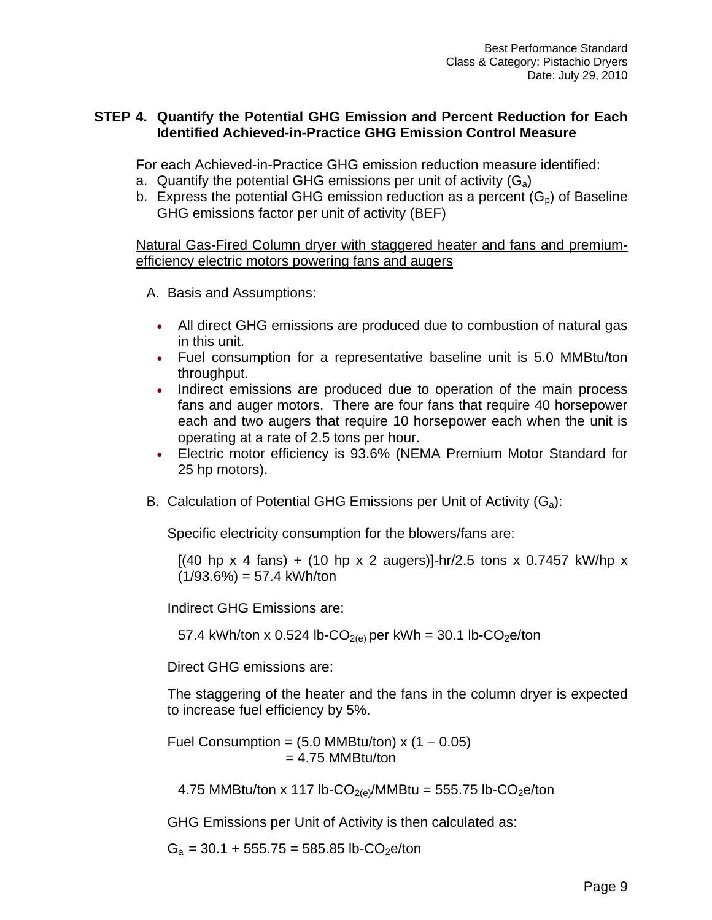## STEP 4. Quantify the Potential GHG Emission and Percent Reduction for Each Identified Achieved-in-Practice GHG Emission Control Measure

For each Achieved-in-Practice GHG emission reduction measure identified:

a. Quantify the potential GHG emissions per unit of activity ($G_a$)
b. Express the potential GHG emission reduction as a percent ($G_p$) of Baseline GHG emissions factor per unit of activity (BEF)

Natural Gas-Fired Column dryer with staggered heater and fans and premium-efficiency electric motors powering fans and augers

A. Basis and Assumptions:

- All direct GHG emissions are produced due to combustion of natural gas in this unit.
- Fuel consumption for a representative baseline unit is 5.0 MMBtu/ton throughput.
- Indirect emissions are produced due to operation of the main process fans and auger motors. There are four fans that require 40 horsepower each and two augers that require 10 horsepower each when the unit is operating at a rate of 2.5 tons per hour.
- Electric motor efficiency is 93.6% (NEMA Premium Motor Standard for 25 hp motors).

B. Calculation of Potential GHG Emissions per Unit of Activity ($G_a$):

Specific electricity consumption for the blowers/fans are:

[(40 hp x 4 fans) + (10 hp x 2 augers)]-hr/2.5 tons x 0.7457 kW/hp x (1/93.6%) = 57.4 kWh/ton

Indirect GHG Emissions are:

57.4 kWh/ton x 0.524 lb-$CO_{2(e)}$ per kWh = 30.1 lb-$CO_2$e/ton

Direct GHG emissions are:

The staggering of the heater and the fans in the column dryer is expected to increase fuel efficiency by 5%.

Fuel Consumption = (5.0 MMBtu/ton) x (1 – 0.05)
= 4.75 MMBtu/ton

4.75 MMBtu/ton x 117 lb-$CO_{2(e)}$/MMBtu = 555.75 lb-$CO_2$e/ton

GHG Emissions per Unit of Activity is then calculated as:

$G_a$ = 30.1 + 555.75 = 585.85 lb-$CO_2$e/ton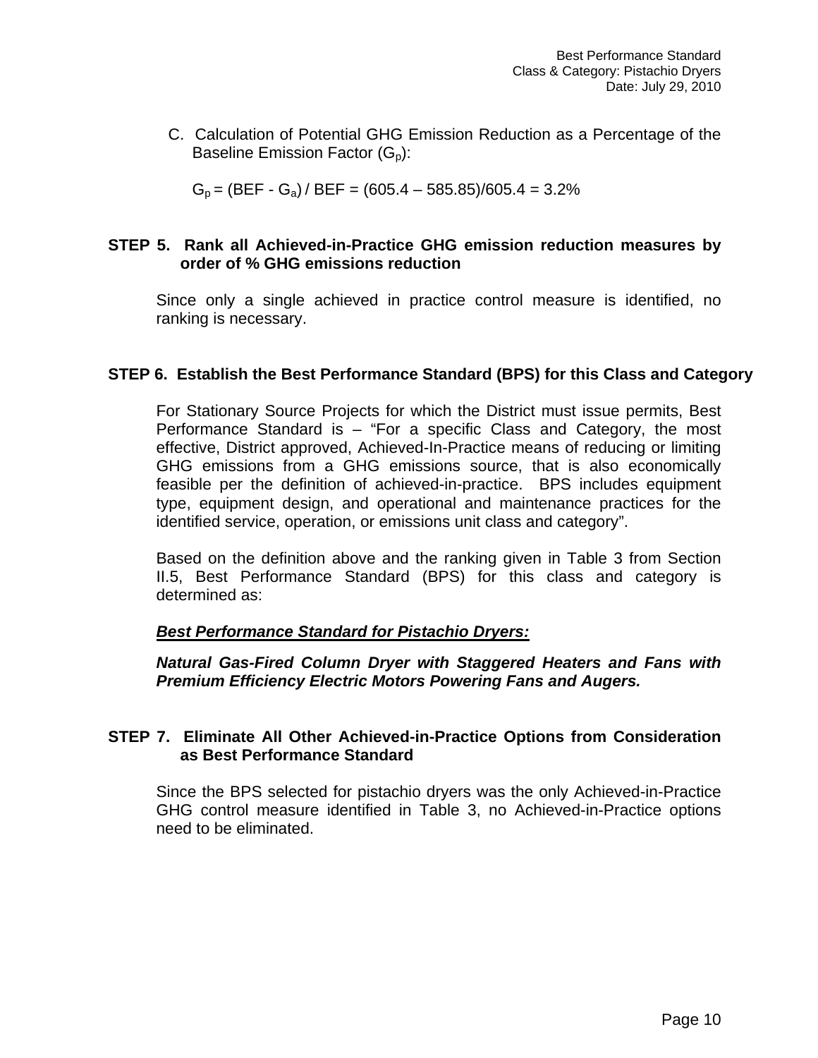C. Calculation of Potential GHG Emission Reduction as a Percentage of the Baseline Emission Factor ($G_p$):

$G_p$ = (BEF - $G_a$) / BEF = (605.4 – 585.85)/605.4 = 3.2%

**STEP 5. Rank all Achieved-in-Practice GHG emission reduction measures by order of % GHG emissions reduction**

Since only a single achieved in practice control measure is identified, no ranking is necessary.

**STEP 6. Establish the Best Performance Standard (BPS) for this Class and Category**

For Stationary Source Projects for which the District must issue permits, Best Performance Standard is – "For a specific Class and Category, the most effective, District approved, Achieved-In-Practice means of reducing or limiting GHG emissions from a GHG emissions source, that is also economically feasible per the definition of achieved-in-practice. BPS includes equipment type, equipment design, and operational and maintenance practices for the identified service, operation, or emissions unit class and category".

Based on the definition above and the ranking given in Table 3 from Section II.5, Best Performance Standard (BPS) for this class and category is determined as:

***Best Performance Standard for Pistachio Dryers:***

***Natural Gas-Fired Column Dryer with Staggered Heaters and Fans with Premium Efficiency Electric Motors Powering Fans and Augers.***

**STEP 7. Eliminate All Other Achieved-in-Practice Options from Consideration as Best Performance Standard**

Since the BPS selected for pistachio dryers was the only Achieved-in-Practice GHG control measure identified in Table 3, no Achieved-in-Practice options need to be eliminated.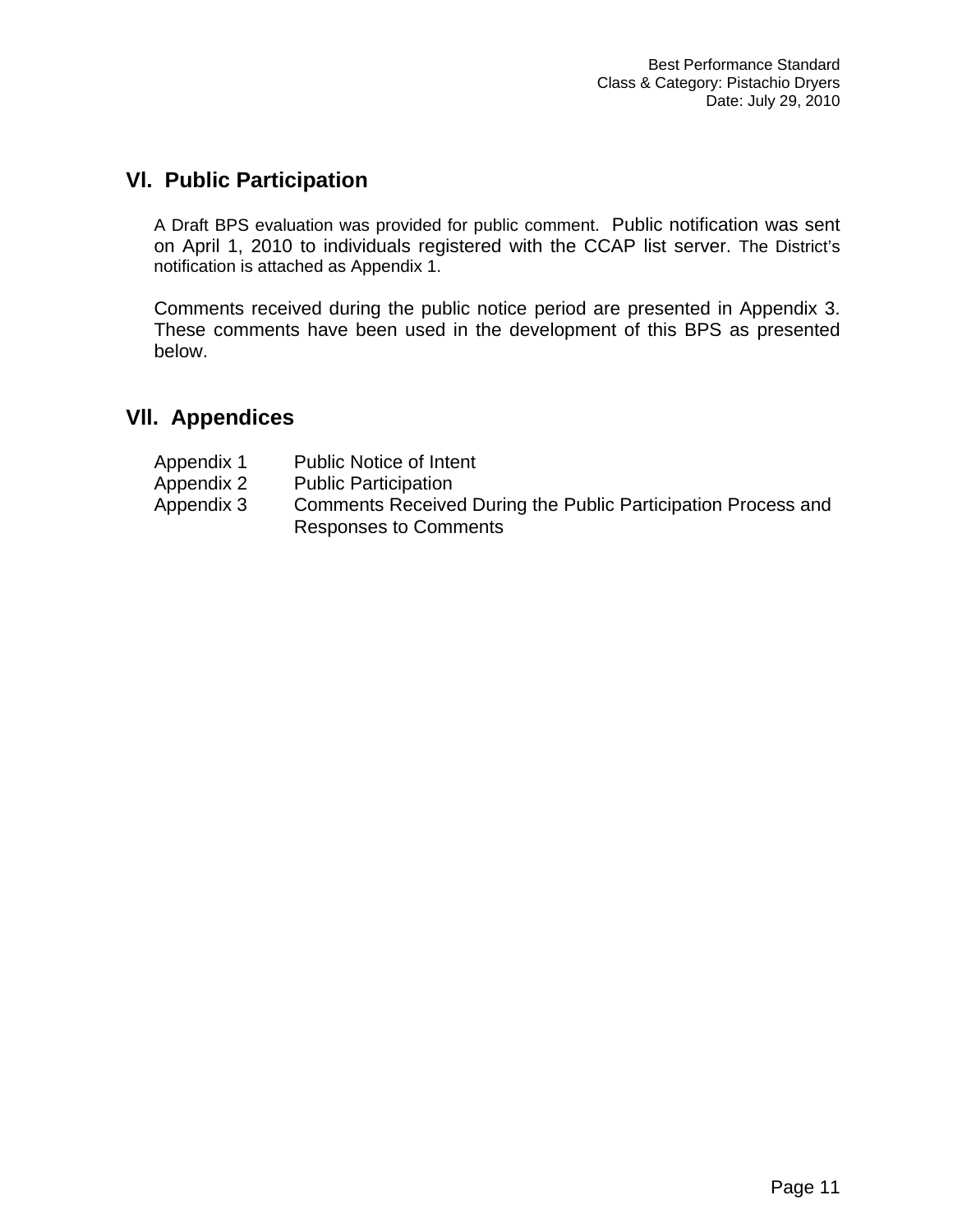## VI. Public Participation

A Draft BPS evaluation was provided for public comment. Public notification was sent on April 1, 2010 to individuals registered with the CCAP list server. The District's notification is attached as Appendix 1.

Comments received during the public notice period are presented in Appendix 3. These comments have been used in the development of this BPS as presented below.

## VII. Appendices

| | |
|---|---|
| Appendix 1 | Public Notice of Intent |
| Appendix 2 | Public Participation |
| Appendix 3 | Comments Received During the Public Participation Process and Responses to Comments |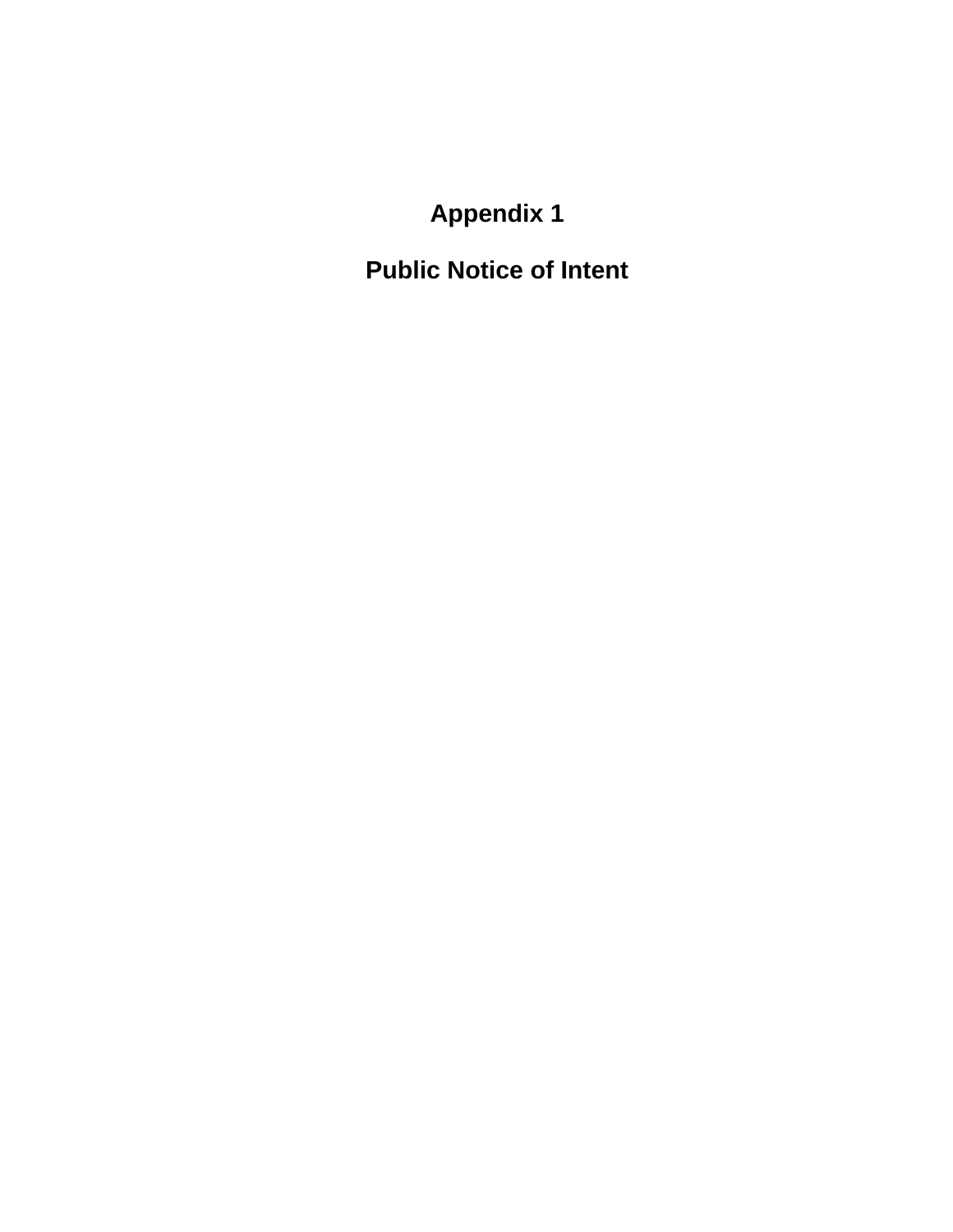# Appendix 1

## Public Notice of Intent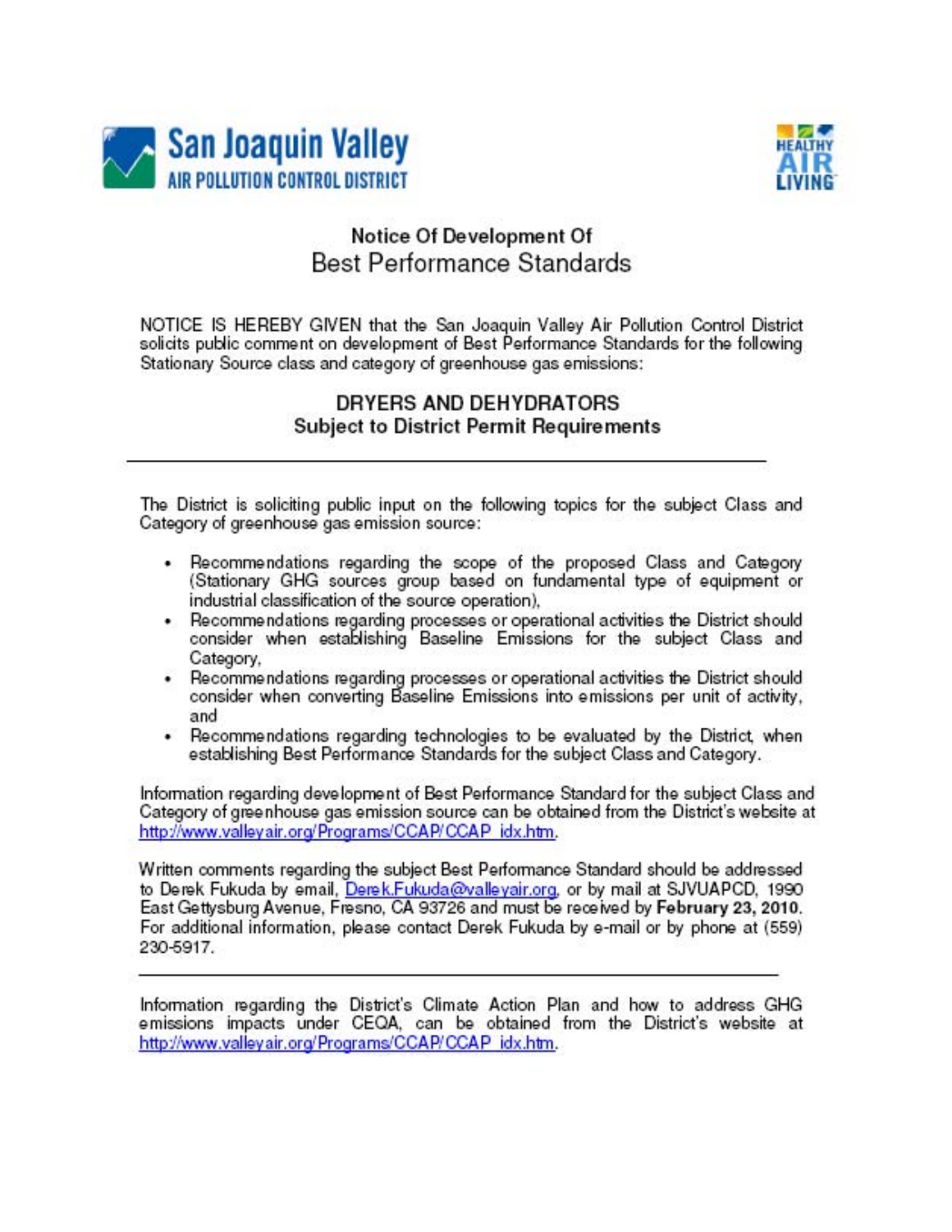San Joaquin Valley
AIR POLLUTION CONTROL DISTRICT

HEALTHY AIR LIVING

## Notice Of Development Of
# Best Performance Standards

NOTICE IS HEREBY GIVEN that the San Joaquin Valley Air Pollution Control District solicits public comment on development of Best Performance Standards for the following Stationary Source class and category of greenhouse gas emissions:

**DRYERS AND DEHYDRATORS**
**Subject to District Permit Requirements**

---

The District is soliciting public input on the following topics for the subject Class and Category of greenhouse gas emission source:

- Recommendations regarding the scope of the proposed Class and Category (Stationary GHG sources group based on fundamental type of equipment or industrial classification of the source operation),
- Recommendations regarding processes or operational activities the District should consider when establishing Baseline Emissions for the subject Class and Category,
- Recommendations regarding processes or operational activities the District should consider when converting Baseline Emissions into emissions per unit of activity, and
- Recommendations regarding technologies to be evaluated by the District, when establishing Best Performance Standards for the subject Class and Category.

Information regarding development of Best Performance Standard for the subject Class and Category of greenhouse gas emission source can be obtained from the District's website at http://www.valleyair.org/Programs/CCAP/CCAP_idx.htm.

Written comments regarding the subject Best Performance Standard should be addressed to Derek Fukuda by email, Derek.Fukuda@valleyair.org, or by mail at SJVUAPCD, 1990 East Gettysburg Avenue, Fresno, CA 93726 and must be received by **February 23, 2010**. For additional information, please contact Derek Fukuda by e-mail or by phone at (559) 230-5917.

---

Information regarding the District's Climate Action Plan and how to address GHG emissions impacts under CEQA, can be obtained from the District's website at http://www.valleyair.org/Programs/CCAP/CCAP_idx.htm.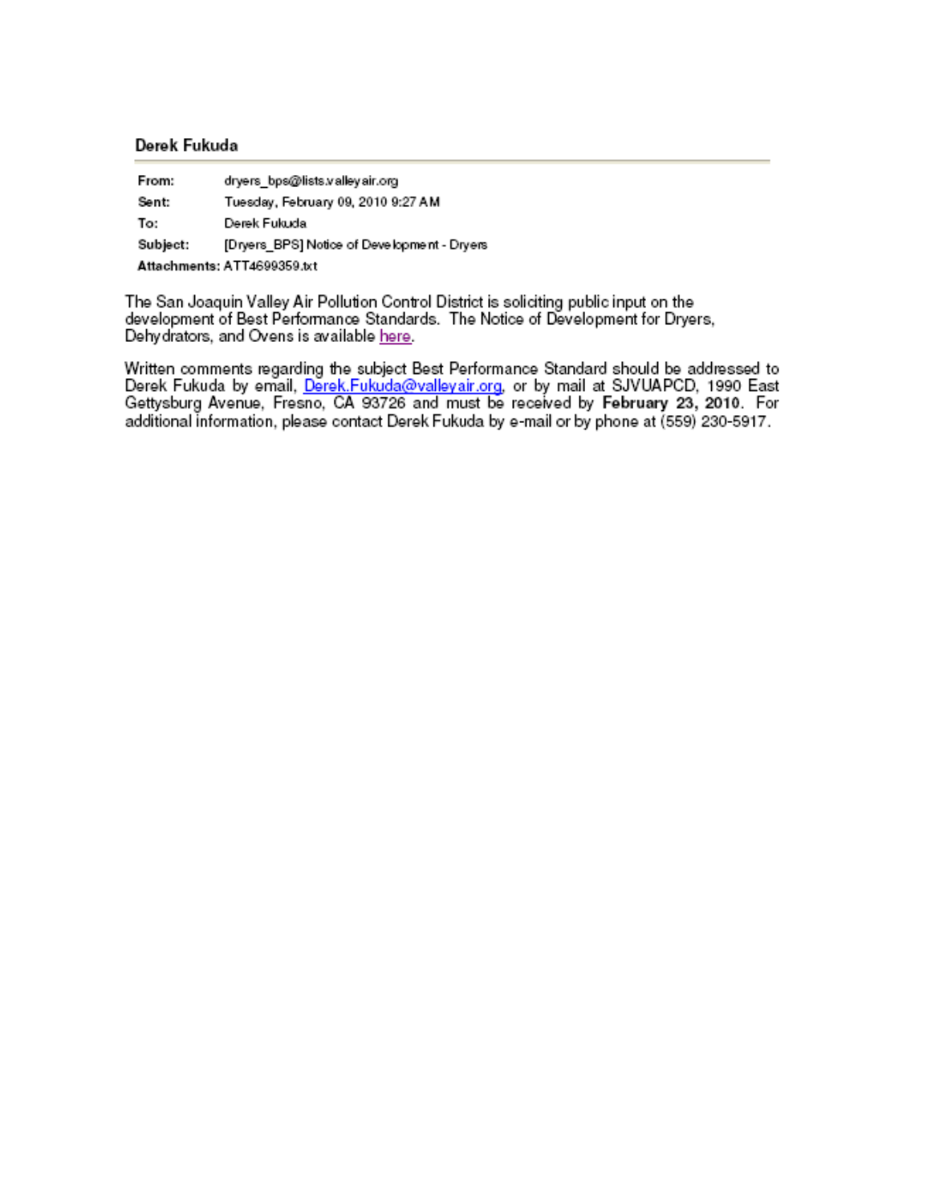**Derek Fukuda**

| | |
|---|---|
| **From:** | dryers_bps@lists.valleyair.org |
| **Sent:** | Tuesday, February 09, 2010 9:27 AM |
| **To:** | Derek Fukuda |
| **Subject:** | [Dryers_BPS] Notice of Development - Dryers |
| **Attachments:** | ATT4699359.txt |

The San Joaquin Valley Air Pollution Control District is soliciting public input on the development of Best Performance Standards. The Notice of Development for Dryers, Dehydrators, and Ovens is available here.

Written comments regarding the subject Best Performance Standard should be addressed to Derek Fukuda by email, Derek.Fukuda@valleyair.org, or by mail at SJVUAPCD, 1990 East Gettysburg Avenue, Fresno, CA 93726 and must be received by **February 23, 2010**. For additional information, please contact Derek Fukuda by e-mail or by phone at (559) 230-5917.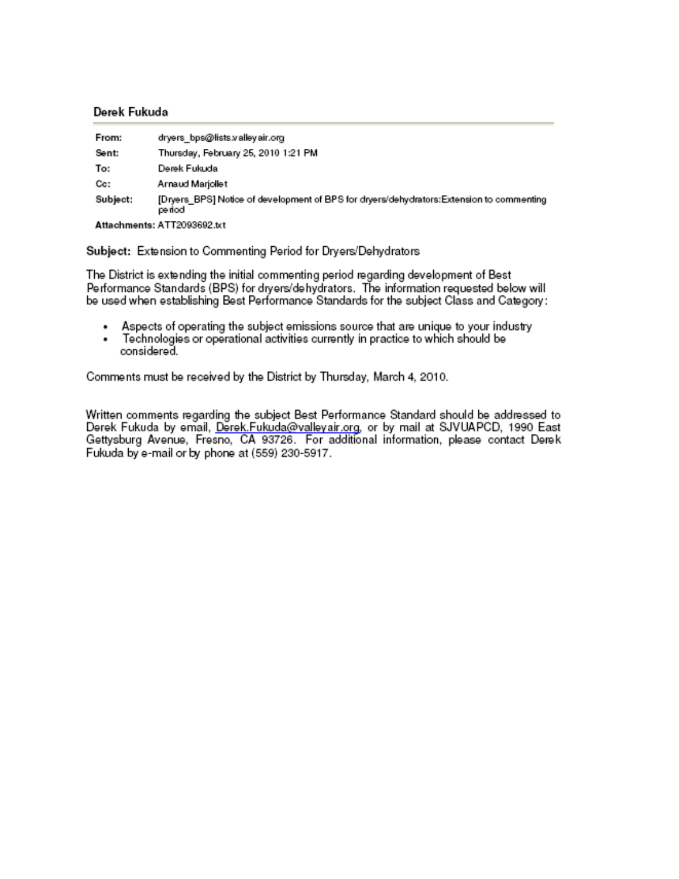**Derek Fukuda**

| | |
|---|---|
| **From:** | dryers_bps@lists.valleyair.org |
| **Sent:** | Thursday, February 25, 2010 1:21 PM |
| **To:** | Derek Fukuda |
| **Cc:** | Arnaud Marjollet |
| **Subject:** | [Dryers_BPS] Notice of development of BPS for dryers/dehydrators:Extension to commenting period |
| **Attachments:** | ATT2093692.txt |

**Subject:** Extension to Commenting Period for Dryers/Dehydrators

The District is extending the initial commenting period regarding development of Best Performance Standards (BPS) for dryers/dehydrators. The information requested below will be used when establishing Best Performance Standards for the subject Class and Category:

- Aspects of operating the subject emissions source that are unique to your industry
- Technologies or operational activities currently in practice to which should be considered.

Comments must be received by the District by Thursday, March 4, 2010.

Written comments regarding the subject Best Performance Standard should be addressed to Derek Fukuda by email, Derek.Fukuda@valleyair.org, or by mail at SJVUAPCD, 1990 East Gettysburg Avenue, Fresno, CA 93726. For additional information, please contact Derek Fukuda by e-mail or by phone at (559) 230-5917.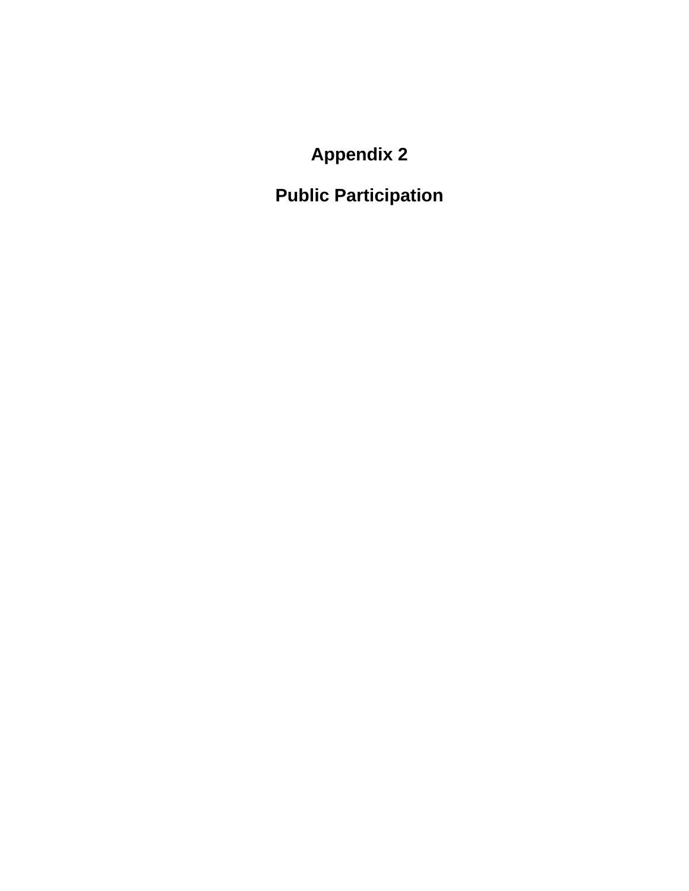# Appendix 2

# Public Participation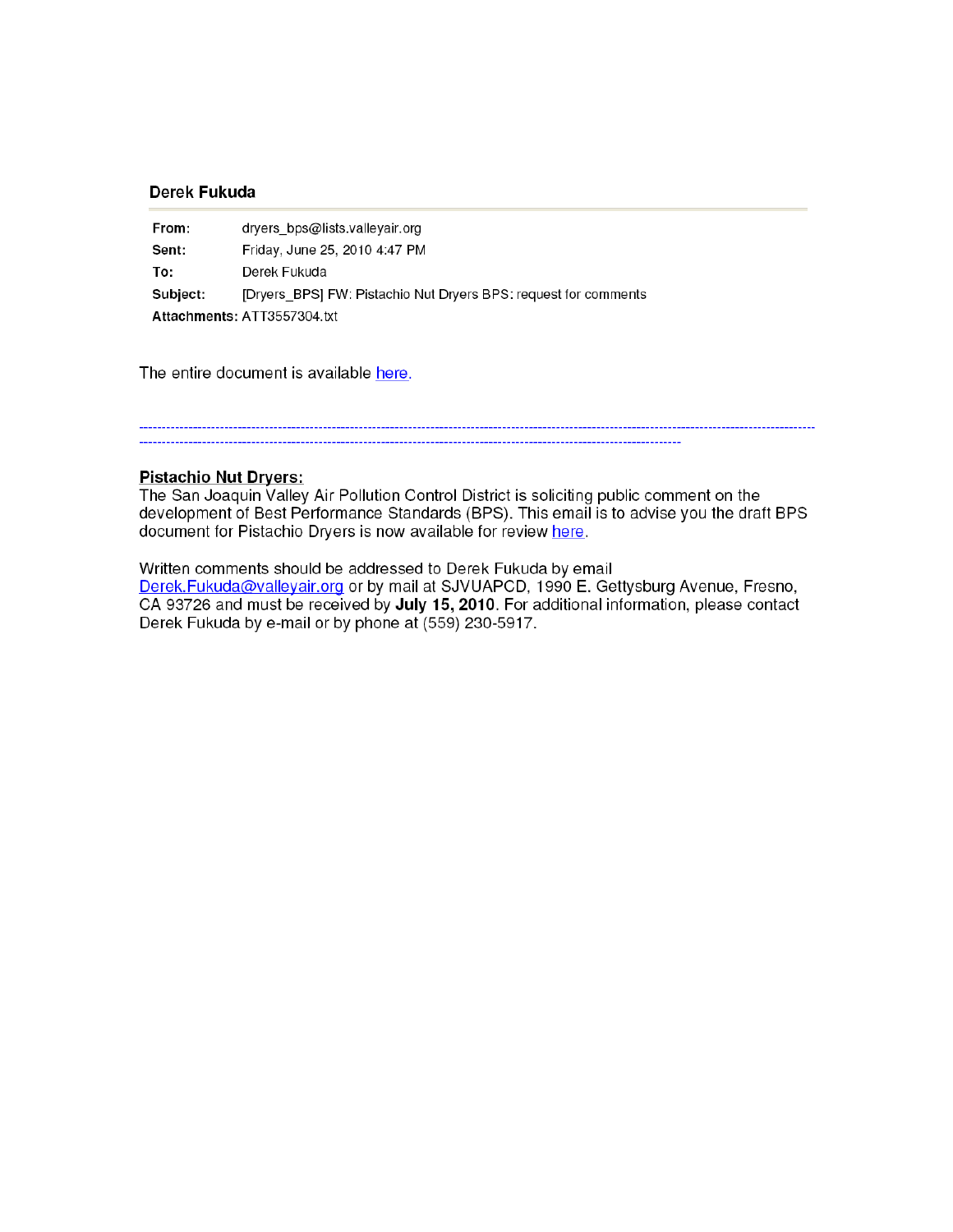**Derek Fukuda**

| | |
|---|---|
| **From:** | dryers_bps@lists.valleyair.org |
| **Sent:** | Friday, June 25, 2010 4:47 PM |
| **To:** | Derek Fukuda |
| **Subject:** | [Dryers_BPS] FW: Pistachio Nut Dryers BPS: request for comments |
| **Attachments:** | ATT3557304.txt |

The entire document is available here.

---

**Pistachio Nut Dryers:**
The San Joaquin Valley Air Pollution Control District is soliciting public comment on the development of Best Performance Standards (BPS). This email is to advise you the draft BPS document for Pistachio Dryers is now available for review here.

Written comments should be addressed to Derek Fukuda by email Derek.Fukuda@valleyair.org or by mail at SJVUAPCD, 1990 E. Gettysburg Avenue, Fresno, CA 93726 and must be received by **July 15, 2010**. For additional information, please contact Derek Fukuda by e-mail or by phone at (559) 230-5917.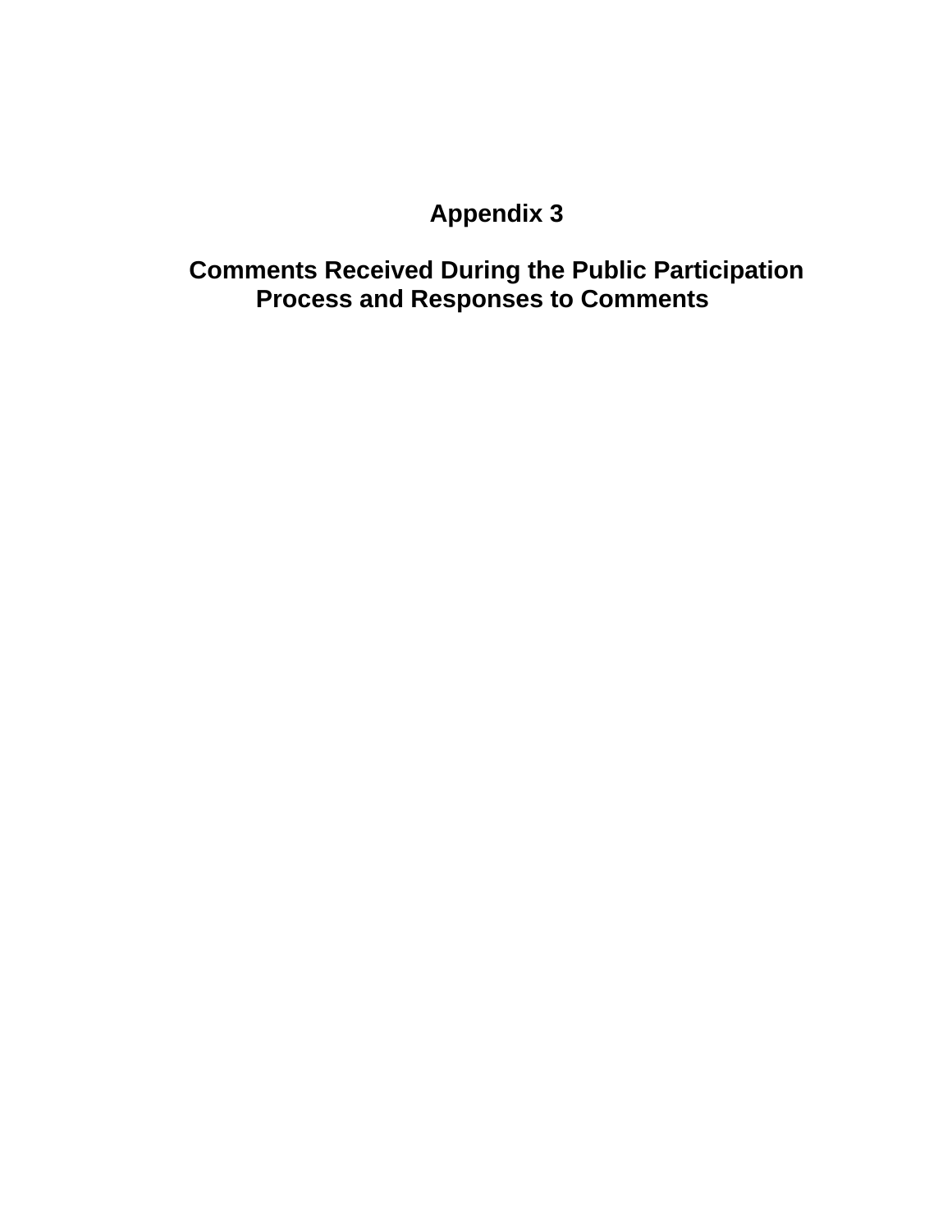# Appendix 3

## Comments Received During the Public Participation Process and Responses to Comments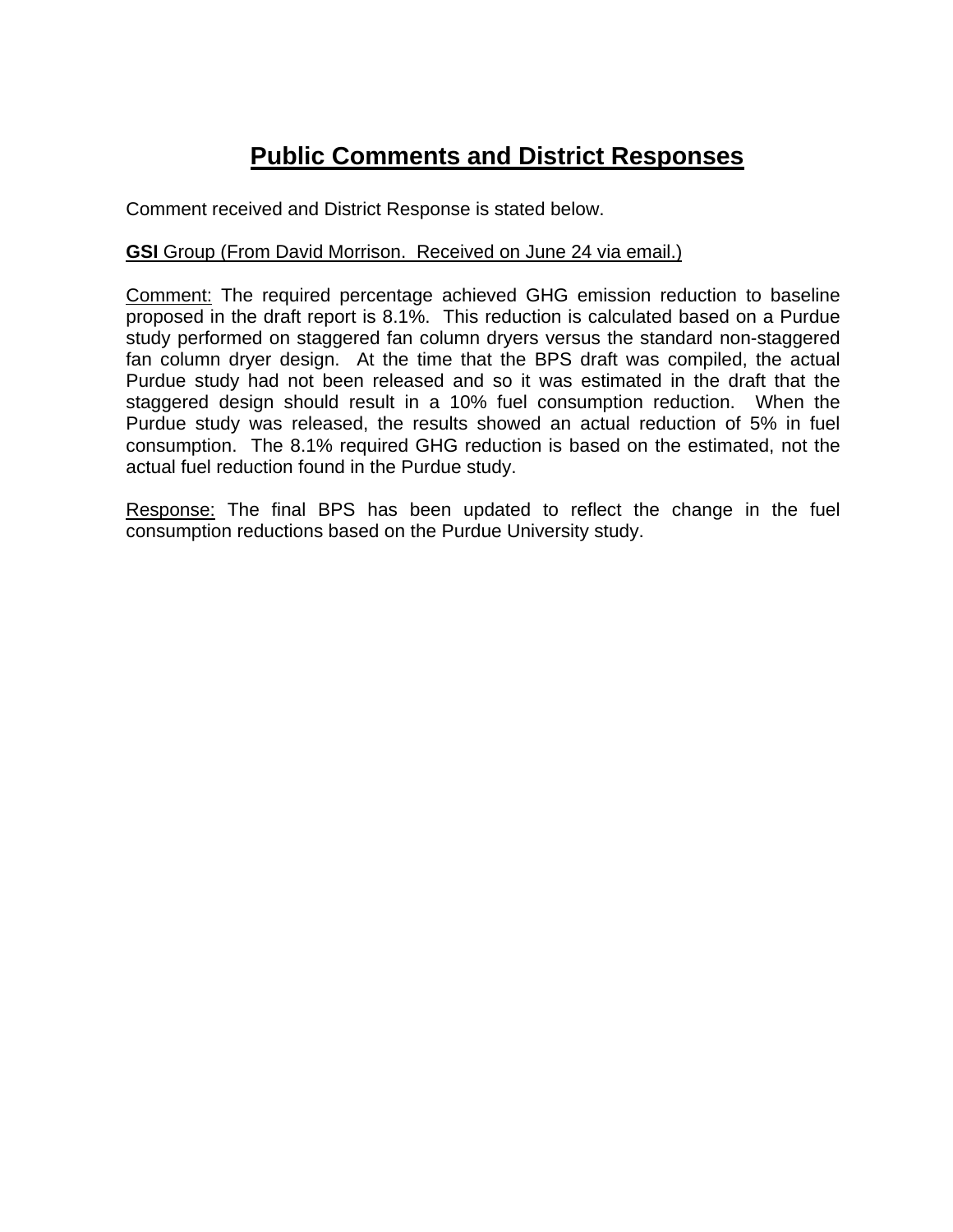# Public Comments and District Responses

Comment received and District Response is stated below.

**GSI** Group (From David Morrison. Received on June 24 via email.)

Comment: The required percentage achieved GHG emission reduction to baseline proposed in the draft report is 8.1%. This reduction is calculated based on a Purdue study performed on staggered fan column dryers versus the standard non-staggered fan column dryer design. At the time that the BPS draft was compiled, the actual Purdue study had not been released and so it was estimated in the draft that the staggered design should result in a 10% fuel consumption reduction. When the Purdue study was released, the results showed an actual reduction of 5% in fuel consumption. The 8.1% required GHG reduction is based on the estimated, not the actual fuel reduction found in the Purdue study.

Response: The final BPS has been updated to reflect the change in the fuel consumption reductions based on the Purdue University study.